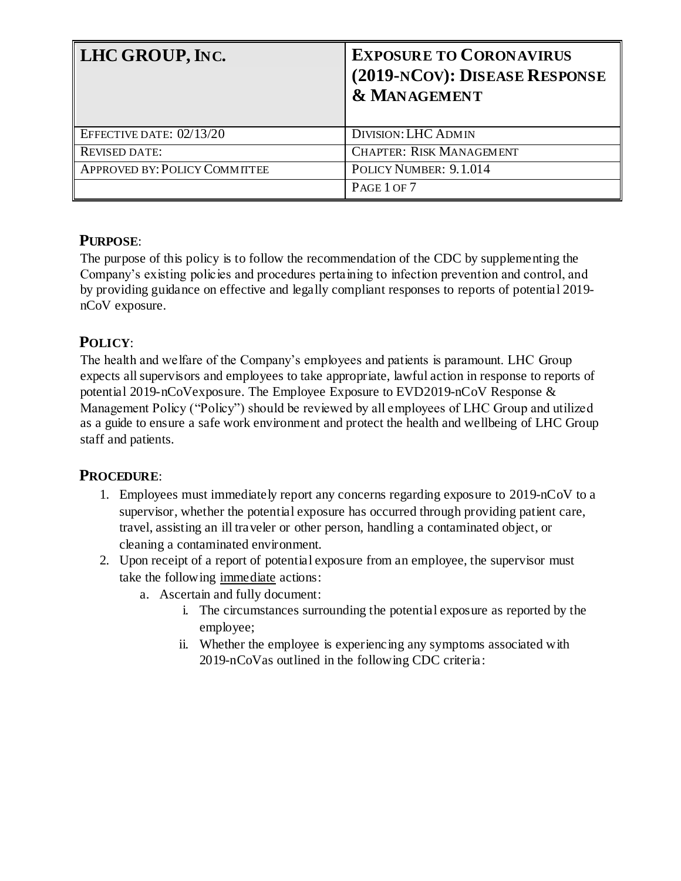| LHC GROUP, INC. | EXPOSURE TO CORONAVIRUS (2019-NCOV): DISEASE RESPONSE & MANAGEMENT |
|---|---|
| EFFECTIVE DATE: 02/13/20 | DIVISION: LHC ADMIN |
| REVISED DATE: | CHAPTER: RISK MANAGEMENT |
| APPROVED BY: POLICY COMMITTEE | POLICY NUMBER: 9.1.014 |
| | PAGE 1 OF 7 |

## PURPOSE:

The purpose of this policy is to follow the recommendation of the CDC by supplementing the Company's existing policies and procedures pertaining to infection prevention and control, and by providing guidance on effective and legally compliant responses to reports of potential 2019-nCoV exposure.

## POLICY:

The health and welfare of the Company's employees and patients is paramount. LHC Group expects all supervisors and employees to take appropriate, lawful action in response to reports of potential 2019-nCoVexposure. The Employee Exposure to EVD2019-nCoV Response & Management Policy ("Policy") should be reviewed by all employees of LHC Group and utilized as a guide to ensure a safe work environment and protect the health and wellbeing of LHC Group staff and patients.

## PROCEDURE:

1. Employees must immediately report any concerns regarding exposure to 2019-nCoV to a supervisor, whether the potential exposure has occurred through providing patient care, travel, assisting an ill traveler or other person, handling a contaminated object, or cleaning a contaminated environment.
2. Upon receipt of a report of potential exposure from an employee, the supervisor must take the following <u>immediate</u> actions:
   a. Ascertain and fully document:
      i. The circumstances surrounding the potential exposure as reported by the employee;
      ii. Whether the employee is experiencing any symptoms associated with 2019-nCoVas outlined in the following CDC criteria: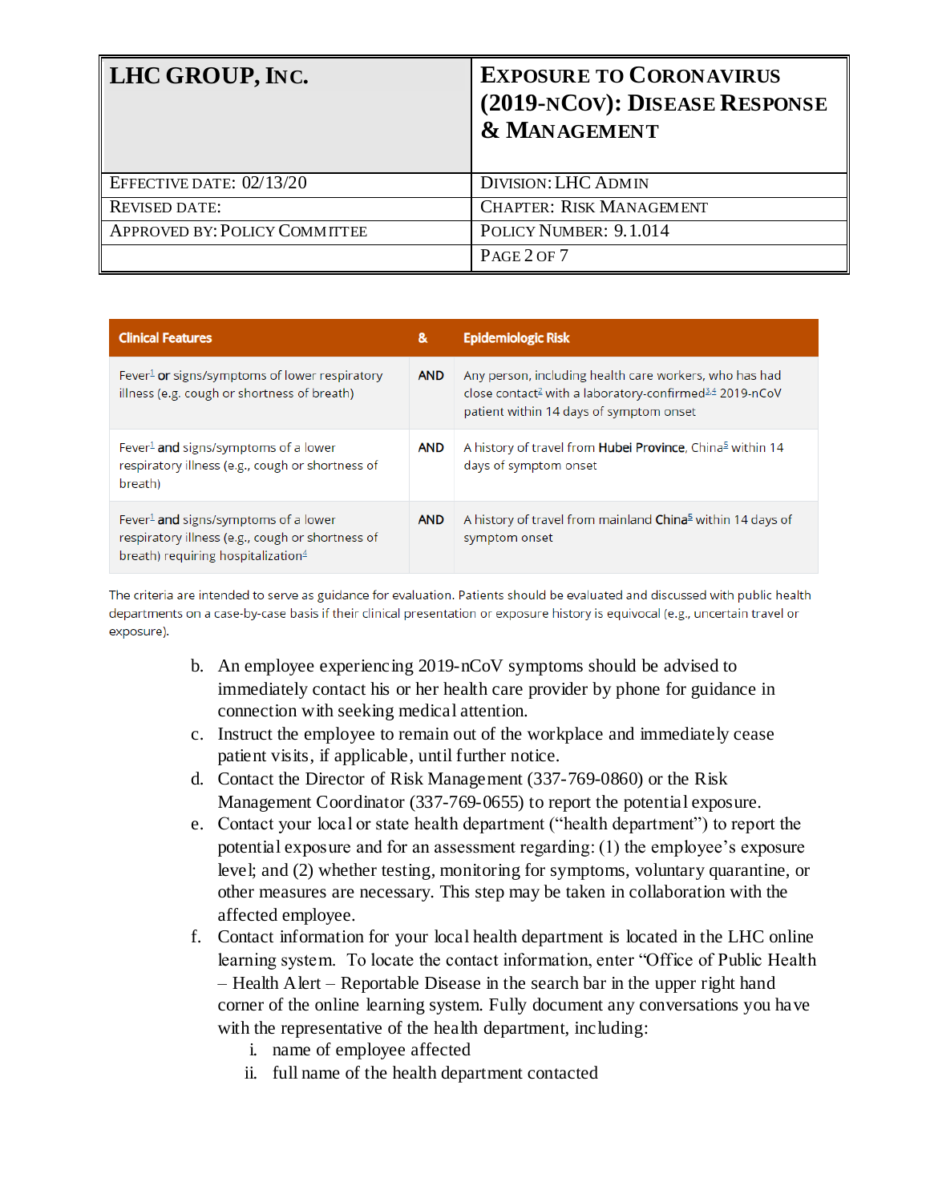| Clinical Features | & | Epidemiologic Risk |
|---|---|---|
| Fever[1] **or** signs/symptoms of lower respiratory illness (e.g. cough or shortness of breath) | **AND** | Any person, including health care workers, who has had close contact[2] with a laboratory-confirmed[3,4] 2019-nCoV patient within 14 days of symptom onset |
| Fever[1] **and** signs/symptoms of a lower respiratory illness (e.g., cough or shortness of breath) | **AND** | A history of travel from **Hubei Province**, China[5] within 14 days of symptom onset |
| Fever[1] **and** signs/symptoms of a lower respiratory illness (e.g., cough or shortness of breath) requiring hospitalization[4] | **AND** | A history of travel from mainland **China**[5] within 14 days of symptom onset |

The criteria are intended to serve as guidance for evaluation. Patients should be evaluated and discussed with public health departments on a case-by-case basis if their clinical presentation or exposure history is equivocal (e.g., uncertain travel or exposure).

b. An employee experiencing 2019-nCoV symptoms should be advised to immediately contact his or her health care provider by phone for guidance in connection with seeking medical attention.

c. Instruct the employee to remain out of the workplace and immediately cease patient visits, if applicable, until further notice.

d. Contact the Director of Risk Management (337-769-0860) or the Risk Management Coordinator (337-769-0655) to report the potential exposure.

e. Contact your local or state health department ("health department") to report the potential exposure and for an assessment regarding: (1) the employee's exposure level; and (2) whether testing, monitoring for symptoms, voluntary quarantine, or other measures are necessary. This step may be taken in collaboration with the affected employee.

f. Contact information for your local health department is located in the LHC online learning system. To locate the contact information, enter "Office of Public Health – Health Alert – Reportable Disease in the search bar in the upper right hand corner of the online learning system. Fully document any conversations you have with the representative of the health department, including:

   i. name of employee affected
   
   ii. full name of the health department contacted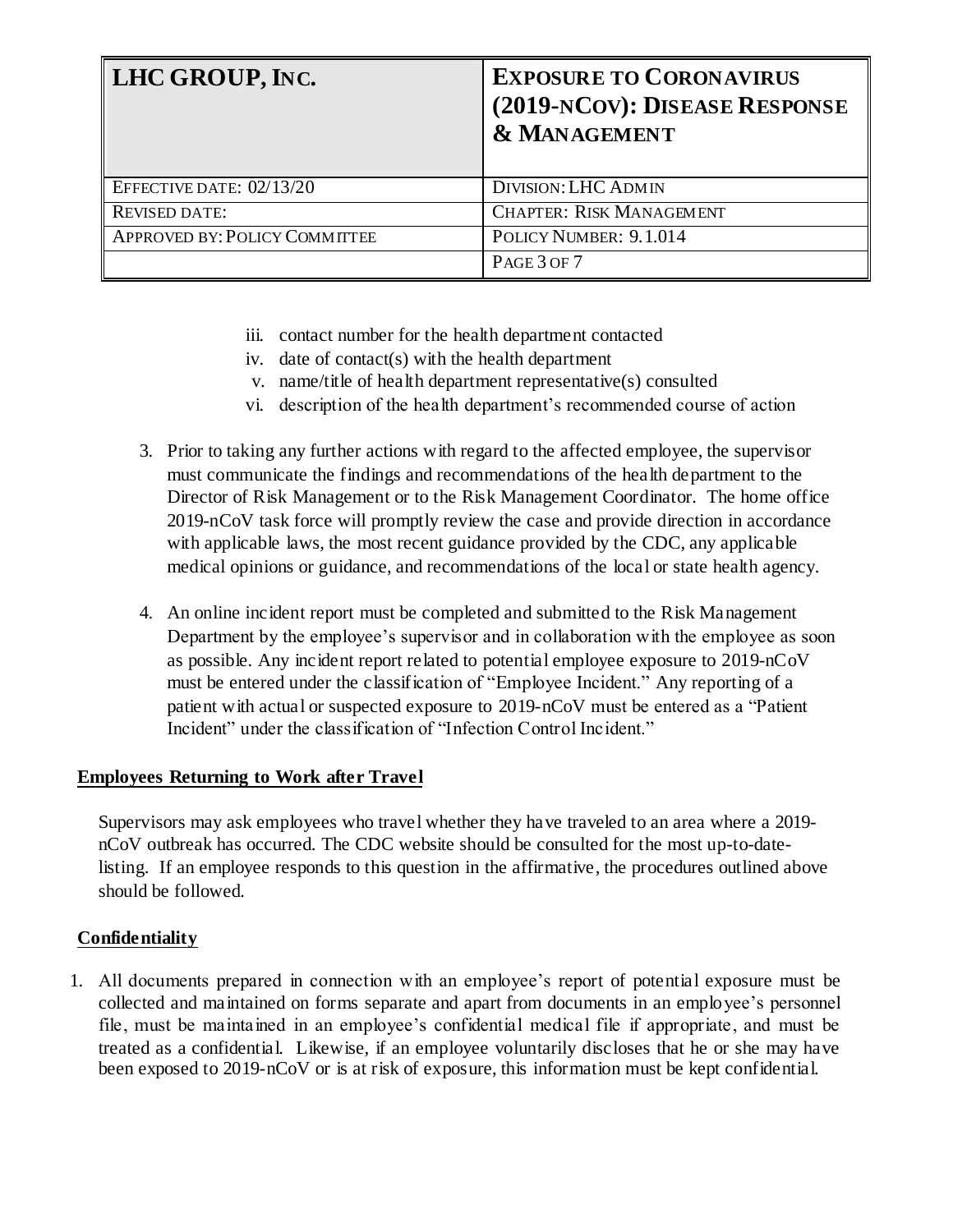iii. contact number for the health department contacted
iv. date of contact(s) with the health department
v. name/title of health department representative(s) consulted
vi. description of the health department's recommended course of action

3. Prior to taking any further actions with regard to the affected employee, the supervisor must communicate the findings and recommendations of the health department to the Director of Risk Management or to the Risk Management Coordinator. The home office 2019-nCoV task force will promptly review the case and provide direction in accordance with applicable laws, the most recent guidance provided by the CDC, any applicable medical opinions or guidance, and recommendations of the local or state health agency.

4. An online incident report must be completed and submitted to the Risk Management Department by the employee's supervisor and in collaboration with the employee as soon as possible. Any incident report related to potential employee exposure to 2019-nCoV must be entered under the classification of "Employee Incident." Any reporting of a patient with actual or suspected exposure to 2019-nCoV must be entered as a "Patient Incident" under the classification of "Infection Control Incident."

**Employees Returning to Work after Travel**

Supervisors may ask employees who travel whether they have traveled to an area where a 2019-nCoV outbreak has occurred. The CDC website should be consulted for the most up-to-date-listing. If an employee responds to this question in the affirmative, the procedures outlined above should be followed.

**Confidentiality**

1. All documents prepared in connection with an employee's report of potential exposure must be collected and maintained on forms separate and apart from documents in an employee's personnel file, must be maintained in an employee's confidential medical file if appropriate, and must be treated as a confidential. Likewise, if an employee voluntarily discloses that he or she may have been exposed to 2019-nCoV or is at risk of exposure, this information must be kept confidential.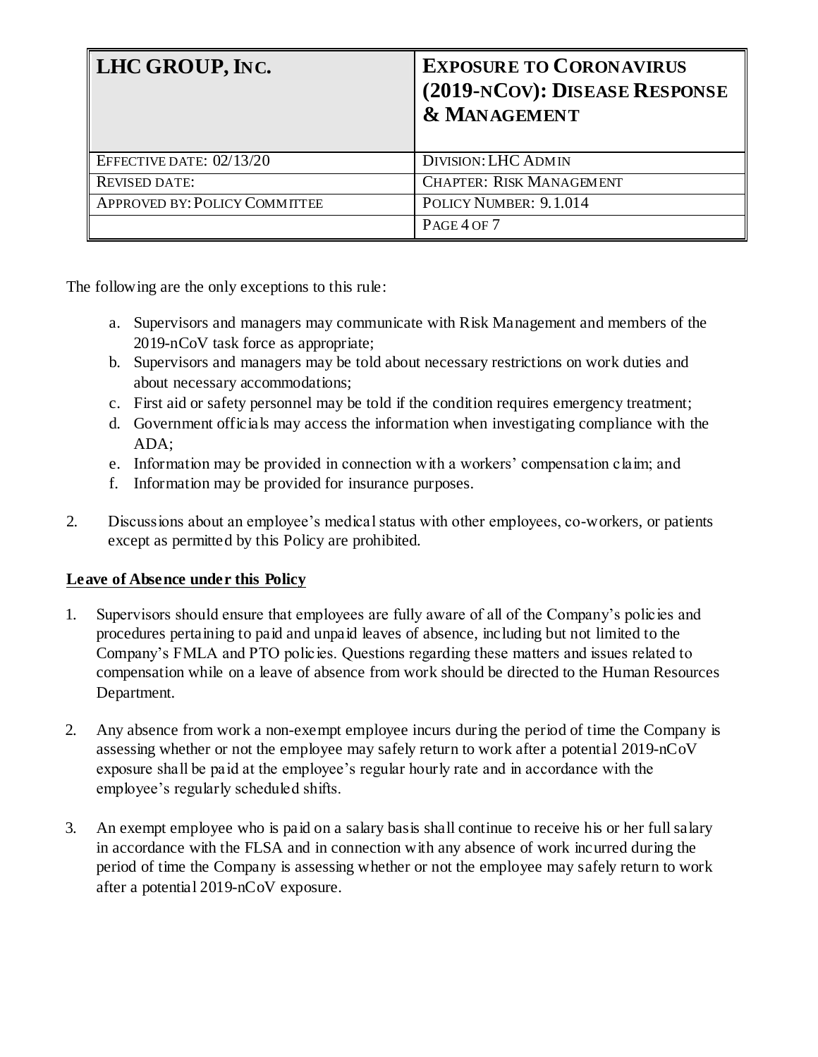The following are the only exceptions to this rule:

a. Supervisors and managers may communicate with Risk Management and members of the 2019-nCoV task force as appropriate;
b. Supervisors and managers may be told about necessary restrictions on work duties and about necessary accommodations;
c. First aid or safety personnel may be told if the condition requires emergency treatment;
d. Government officials may access the information when investigating compliance with the ADA;
e. Information may be provided in connection with a workers' compensation claim; and
f. Information may be provided for insurance purposes.

2. Discussions about an employee's medical status with other employees, co-workers, or patients except as permitted by this Policy are prohibited.

**Leave of Absence under this Policy**

1. Supervisors should ensure that employees are fully aware of all of the Company's policies and procedures pertaining to paid and unpaid leaves of absence, including but not limited to the Company's FMLA and PTO policies. Questions regarding these matters and issues related to compensation while on a leave of absence from work should be directed to the Human Resources Department.

2. Any absence from work a non-exempt employee incurs during the period of time the Company is assessing whether or not the employee may safely return to work after a potential 2019-nCoV exposure shall be paid at the employee's regular hourly rate and in accordance with the employee's regularly scheduled shifts.

3. An exempt employee who is paid on a salary basis shall continue to receive his or her full salary in accordance with the FLSA and in connection with any absence of work incurred during the period of time the Company is assessing whether or not the employee may safely return to work after a potential 2019-nCoV exposure.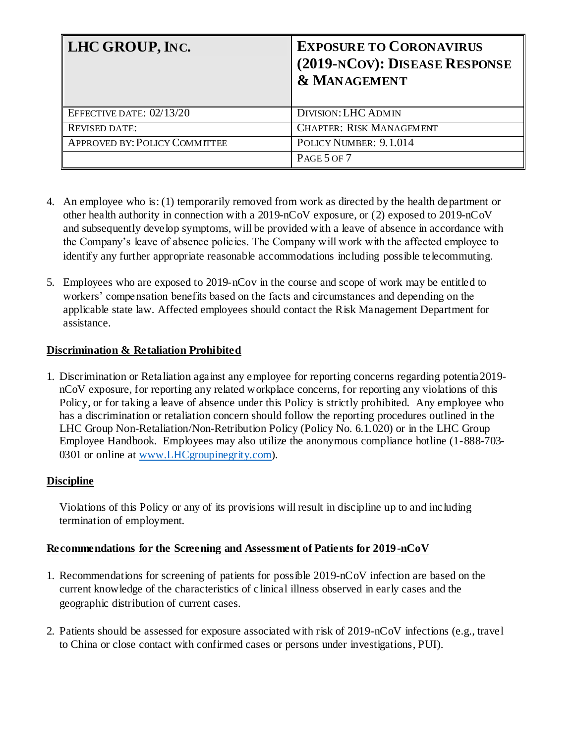| LHC GROUP, INC. | EXPOSURE TO CORONAVIRUS (2019-NCOV): DISEASE RESPONSE & MANAGEMENT |
|---|---|
| EFFECTIVE DATE: 02/13/20 | DIVISION: LHC ADMIN |
| REVISED DATE: | CHAPTER: RISK MANAGEMENT |
| APPROVED BY: POLICY COMMITTEE | POLICY NUMBER: 9.1.014 |

4. An employee who is: (1) temporarily removed from work as directed by the health department or other health authority in connection with a 2019-nCoV exposure, or (2) exposed to 2019-nCoV and subsequently develop symptoms, will be provided with a leave of absence in accordance with the Company's leave of absence policies. The Company will work with the affected employee to identify any further appropriate reasonable accommodations including possible telecommuting.

5. Employees who are exposed to 2019-nCov in the course and scope of work may be entitled to workers' compensation benefits based on the facts and circumstances and depending on the applicable state law. Affected employees should contact the Risk Management Department for assistance.

**Discrimination & Retaliation Prohibited**

1. Discrimination or Retaliation against any employee for reporting concerns regarding potentia 2019-nCoV exposure, for reporting any related workplace concerns, for reporting any violations of this Policy, or for taking a leave of absence under this Policy is strictly prohibited. Any employee who has a discrimination or retaliation concern should follow the reporting procedures outlined in the LHC Group Non-Retaliation/Non-Retribution Policy (Policy No. 6.1.020) or in the LHC Group Employee Handbook. Employees may also utilize the anonymous compliance hotline (1-888-703-0301 or online at www.LHCgroupinegrity.com).

**Discipline**

Violations of this Policy or any of its provisions will result in discipline up to and including termination of employment.

**Recommendations for the Screening and Assessment of Patients for 2019-nCoV**

1. Recommendations for screening of patients for possible 2019-nCoV infection are based on the current knowledge of the characteristics of clinical illness observed in early cases and the geographic distribution of current cases.

2. Patients should be assessed for exposure associated with risk of 2019-nCoV infections (e.g., travel to China or close contact with confirmed cases or persons under investigations, PUI).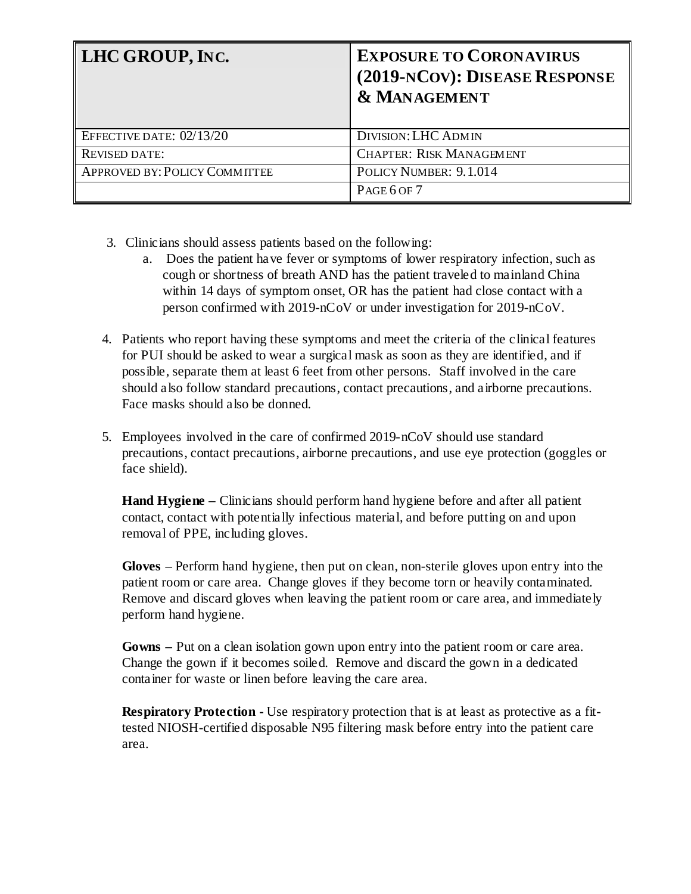3. Clinicians should assess patients based on the following:
   a. Does the patient have fever or symptoms of lower respiratory infection, such as cough or shortness of breath AND has the patient traveled to mainland China within 14 days of symptom onset, OR has the patient had close contact with a person confirmed with 2019-nCoV or under investigation for 2019-nCoV.

4. Patients who report having these symptoms and meet the criteria of the clinical features for PUI should be asked to wear a surgical mask as soon as they are identified, and if possible, separate them at least 6 feet from other persons. Staff involved in the care should also follow standard precautions, contact precautions, and airborne precautions. Face masks should also be donned.

5. Employees involved in the care of confirmed 2019-nCoV should use standard precautions, contact precautions, airborne precautions, and use eye protection (goggles or face shield).

   **Hand Hygiene** – Clinicians should perform hand hygiene before and after all patient contact, contact with potentially infectious material, and before putting on and upon removal of PPE, including gloves.

   **Gloves** – Perform hand hygiene, then put on clean, non-sterile gloves upon entry into the patient room or care area. Change gloves if they become torn or heavily contaminated. Remove and discard gloves when leaving the patient room or care area, and immediately perform hand hygiene.

   **Gowns** – Put on a clean isolation gown upon entry into the patient room or care area. Change the gown if it becomes soiled. Remove and discard the gown in a dedicated container for waste or linen before leaving the care area.

   **Respiratory Protection -** Use respiratory protection that is at least as protective as a fit-tested NIOSH-certified disposable N95 filtering mask before entry into the patient care area.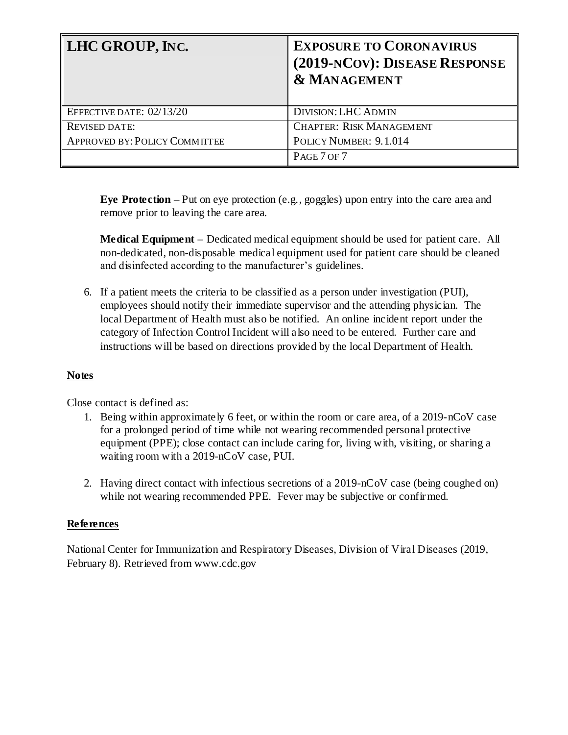**Eye Protection –** Put on eye protection (e.g., goggles) upon entry into the care area and remove prior to leaving the care area.

**Medical Equipment –** Dedicated medical equipment should be used for patient care. All non-dedicated, non-disposable medical equipment used for patient care should be cleaned and disinfected according to the manufacturer's guidelines.

6. If a patient meets the criteria to be classified as a person under investigation (PUI), employees should notify their immediate supervisor and the attending physician. The local Department of Health must also be notified. An online incident report under the category of Infection Control Incident will also need to be entered. Further care and instructions will be based on directions provided by the local Department of Health.

**Notes**

Close contact is defined as:

1. Being within approximately 6 feet, or within the room or care area, of a 2019-nCoV case for a prolonged period of time while not wearing recommended personal protective equipment (PPE); close contact can include caring for, living with, visiting, or sharing a waiting room with a 2019-nCoV case, PUI.

2. Having direct contact with infectious secretions of a 2019-nCoV case (being coughed on) while not wearing recommended PPE. Fever may be subjective or confirmed.

**References**

National Center for Immunization and Respiratory Diseases, Division of Viral Diseases (2019, February 8). Retrieved from www.cdc.gov